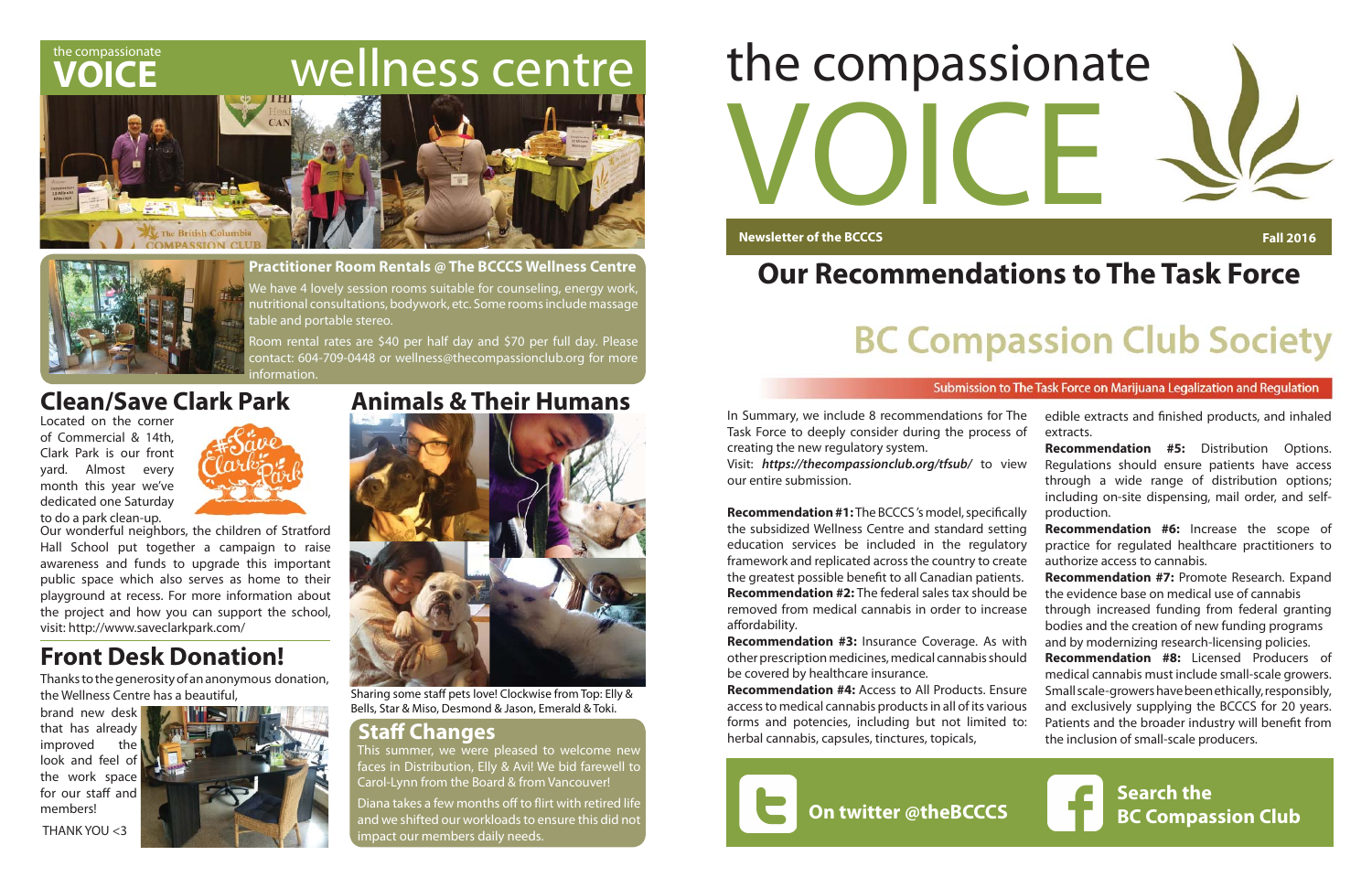# the compassionate VOICE

**Newsletter of the BCCCS** — **Fall 2016**

## Our Recommendations to The Task Force

# BC Compassion Club Society

Submission to The Task Force on Marijuana Legalization and Regulation

In Summary, we include 8 recommendations for The Task Force to deeply consider during the process of creating the new regulatory system.

Visit: ***https://thecompassionclub.org/tfsub/*** to view our entire submission.

**Recommendation #1:** The BCCCS's model, specifically the subsidized Wellness Centre and standard setting education services be included in the regulatory framework and replicated across the country to create the greatest possible benefit to all Canadian patients.

**Recommendation #2:** The federal sales tax should be removed from medical cannabis in order to increase affordability.

**Recommendation #3:** Insurance Coverage. As with other prescription medicines, medical cannabis should be covered by healthcare insurance.

**Recommendation #4:** Access to All Products. Ensure access to medical cannabis products in all of its various forms and potencies, including but not limited to: herbal cannabis, capsules, tinctures, topicals, edible extracts and finished products, and inhaled extracts.

**Recommendation #5:** Distribution Options. Regulations should ensure patients have access through a wide range of distribution options; including on-site dispensing, mail order, and self-production.

**Recommendation #6:** Increase the scope of practice for regulated healthcare practitioners to authorize access to cannabis.

**Recommendation #7:** Promote Research. Expand the evidence base on medical use of cannabis through increased funding from federal granting bodies and the creation of new funding programs and by modernizing research-licensing policies.

**Recommendation #8:** Licensed Producers of medical cannabis must include small-scale growers. Small scale-growers have been ethically, responsibly, and exclusively supplying the BCCCS for 20 years. Patients and the broader industry will benefit from the inclusion of small-scale producers.

**On twitter @theBCCCS**

**Search the BC Compassion Club**

---

# the compassionate VOICE wellness centre

### Practitioner Room Rentals @ The BCCCS Wellness Centre

We have 4 lovely session rooms suitable for counseling, energy work, nutritional consultations, bodywork, etc. Some rooms include massage table and portable stereo.

Room rental rates are $40 per half day and $70 per full day. Please contact: 604-709-0448 or wellness@thecompassionclub.org for more information.

## Clean/Save Clark Park

Located on the corner of Commercial & 14th, Clark Park is our front yard. Almost every month this year we've dedicated one Saturday to do a park clean-up.

Our wonderful neighbors, the children of Stratford Hall School put together a campaign to raise awareness and funds to upgrade this important public space which also serves as home to their playground at recess. For more information about the project and how you can support the school, visit: http://www.saveclarkpark.com/

## Front Desk Donation!

Thanks to the generosity of an anonymous donation, the Wellness Centre has a beautiful, brand new desk that has already improved the look and feel of the work space for our staff and members!

THANK YOU <3

## Animals & Their Humans

Sharing some staff pets love! Clockwise from Top: Elly & Bells, Star & Miso, Desmond & Jason, Emerald & Toki.

### Staff Changes

This summer, we were pleased to welcome new faces in Distribution, Elly & Avi! We bid farewell to Carol-Lynn from the Board & from Vancouver!

Diana takes a few months off to flirt with retired life and we shifted our workloads to ensure this did not impact our members daily needs.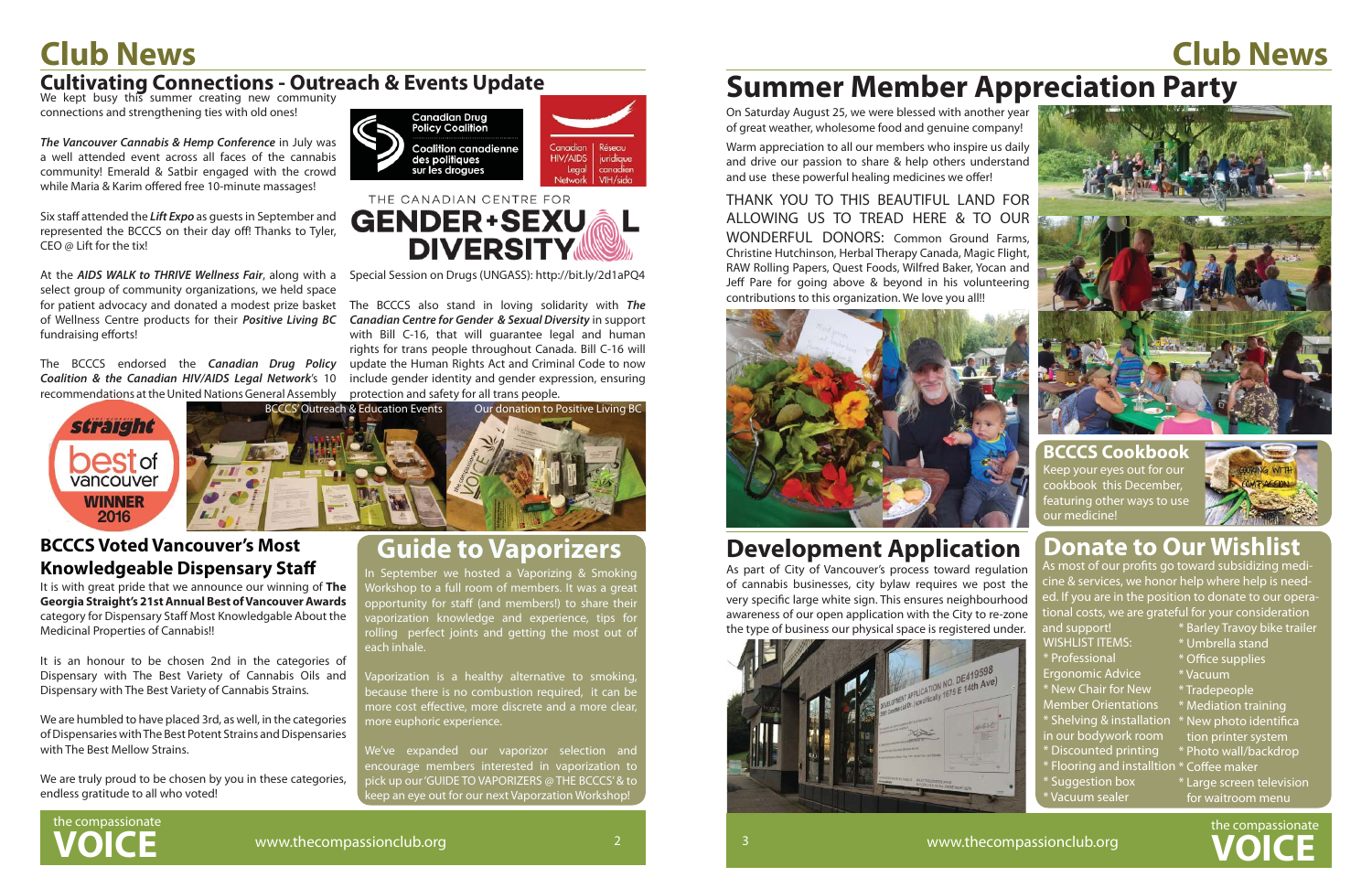# Club News

## Cultivating Connections - Outreach & Events Update

We kept busy this summer creating new community connections and strengthening ties with old ones!

***The Vancouver Cannabis & Hemp Conference*** in July was a well attended event across all faces of the cannabis community! Emerald & Satbir engaged with the crowd while Maria & Karim offered free 10-minute massages!

Six staff attended the ***Lift Expo*** as guests in September and represented the BCCCS on their day off! Thanks to Tyler, CEO @ Lift for the tix!

At the ***AIDS WALK to THRIVE Wellness Fair***, along with a select group of community organizations, we held space for patient advocacy and donated a modest prize basket of Wellness Centre products for their ***Positive Living BC*** fundraising efforts!

The BCCCS endorsed the ***Canadian Drug Policy Coalition & the Canadian HIV/AIDS Legal Network***'s 10 recommendations at the United Nations General Assembly Special Session on Drugs (UNGASS): http://bit.ly/2d1aPQ4

The BCCCS also stand in loving solidarity with ***The Canadian Centre for Gender & Sexual Diversity*** in support with Bill C-16, that will guarantee legal and human rights for trans people throughout Canada. Bill C-16 will update the Human Rights Act and Criminal Code to now include gender identity and gender expression, ensuring protection and safety for all trans people.

Canadian Drug Policy Coalition

Coalition canadienne des politiques sur les drogues

Canadian HIV/AIDS Legal Network | Réseau juridique canadien VIH/sida

THE CANADIAN CENTRE FOR GENDER + SEXUAL DIVERSITY

BCCCS' Outreach & Education Events

Our donation to Positive Living BC

Straight best of vancouver WINNER 2016

## BCCCS Voted Vancouver's Most Knowledgeable Dispensary Staff

It is with great pride that we announce our winning of **The Georgia Straight's 21st Annual Best of Vancouver Awards** category for Dispensary Staff Most Knowledgable About the Medicinal Properties of Cannabis!!

It is an honour to be chosen 2nd in the categories of Dispensary with The Best Variety of Cannabis Oils and Dispensary with The Best Variety of Cannabis Strains.

We are humbled to have placed 3rd, as well, in the categories of Dispensaries with The Best Potent Strains and Dispensaries with The Best Mellow Strains.

We are truly proud to be chosen by you in these categories, endless gratitude to all who voted!

## Guide to Vaporizers

In September we hosted a Vaporizing & Smoking Workshop to a full room of members. It was a great opportunity for staff (and members!) to share their vaporization knowledge and experience, tips for rolling perfect joints and getting the most out of each inhale.

Vaporization is a healthy alternative to smoking, because there is no combustion required, it can be more cost effective, more discrete and a more clear, more euphoric experience.

We've expanded our vaporizor selection and encourage members interested in vaporization to pick up our 'GUIDE TO VAPORIZERS @ THE BCCCS' & to keep an eye out for our next Vaporzation Workshop!

# Club News

## Summer Member Appreciation Party

On Saturday August 25, we were blessed with another year of great weather, wholesome food and genuine company!

Warm appreciation to all our members who inspire us daily and drive our passion to share & help others understand and use these powerful healing medicines we offer!

THANK YOU TO THIS BEAUTIFUL LAND FOR ALLOWING US TO TREAD HERE & TO OUR WONDERFUL DONORS: Common Ground Farms, Christine Hutchinson, Herbal Therapy Canada, Magic Flight, RAW Rolling Papers, Quest Foods, Wilfred Baker, Yocan and Jeff Pare for going above & beyond in his volunteering contributions to this organization. We love you all!!

## BCCCS Cookbook

Keep your eyes out for our cookbook this December, featuring other ways to use our medicine!

## Development Application

As part of City of Vancouver's process toward regulation of cannabis businesses, city bylaw requires we post the very specific large white sign. This ensures neighbourhood awareness of our open application with the City to re-zone the type of business our physical space is registered under.

## Donate to Our Wishlist

As most of our profits go toward subsidizing medicine & services, we honor help where help is needed. If you are in the position to donate to our operational costs, we are grateful for your consideration and support!

WISHLIST ITEMS:

* Professional Ergonomic Advice
* New Chair for New Member Orientations
* Shelving & installation in our bodywork room
* Discounted printing
* Flooring and installtion
* Suggestion box
* Vacuum sealer
* Barley Travoy bike trailer
* Umbrella stand
* Office supplies
* Vacuum
* Tradepeople
* Mediation training
* New photo identification printer system
* Photo wall/backdrop
* Coffee maker
* Large screen television for waitroom menu